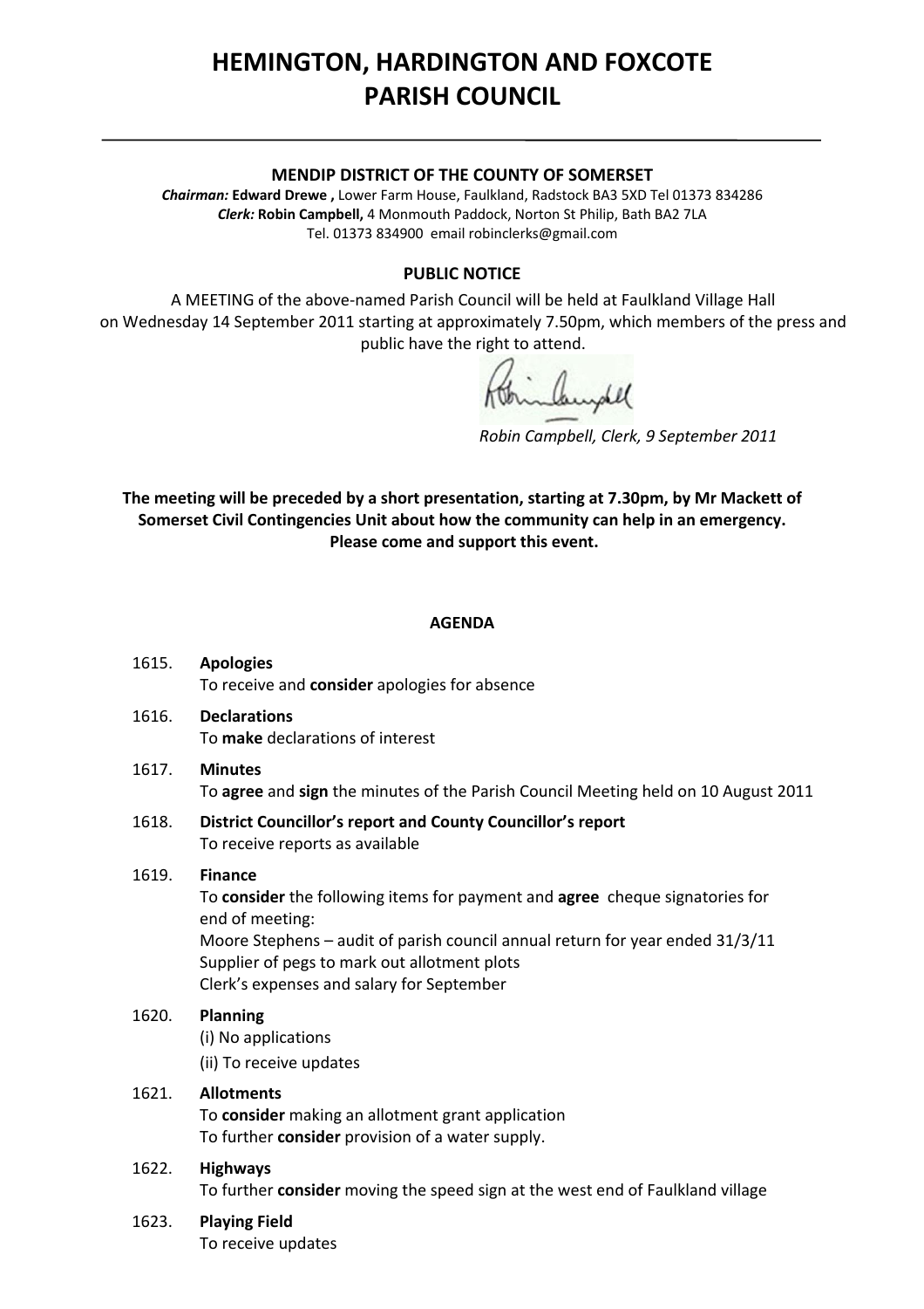# HEMINGTON, HARDINGTON AND FOXCOTE PARISH COUNCIL

**MENDIP DISTRICT OF THE COUNTY OF SOMERSET**

***Chairman:*** **Edward Drewe ,** Lower Farm House, Faulkland, Radstock BA3 5XD Tel 01373 834286
***Clerk:*** **Robin Campbell,** 4 Monmouth Paddock, Norton St Philip, Bath BA2 7LA
Tel. 01373 834900 email robinclerks@gmail.com

**PUBLIC NOTICE**

A MEETING of the above-named Parish Council will be held at Faulkland Village Hall on Wednesday 14 September 2011 starting at approximately 7.50pm, which members of the press and public have the right to attend.

*Robin Campbell, Clerk, 9 September 2011*

**The meeting will be preceded by a short presentation, starting at 7.30pm, by Mr Mackett of Somerset Civil Contingencies Unit about how the community can help in an emergency. Please come and support this event.**

**AGENDA**

1615. **Apologies**
To receive and **consider** apologies for absence

1616. **Declarations**
To **make** declarations of interest

1617. **Minutes**
To **agree** and **sign** the minutes of the Parish Council Meeting held on 10 August 2011

1618. **District Councillor's report and County Councillor's report**
To receive reports as available

1619. **Finance**
To **consider** the following items for payment and **agree** cheque signatories for end of meeting:
Moore Stephens – audit of parish council annual return for year ended 31/3/11
Supplier of pegs to mark out allotment plots
Clerk's expenses and salary for September

1620. **Planning**
(i) No applications
(ii) To receive updates

1621. **Allotments**
To **consider** making an allotment grant application
To further **consider** provision of a water supply.

1622. **Highways**
To further **consider** moving the speed sign at the west end of Faulkland village

1623. **Playing Field**
To receive updates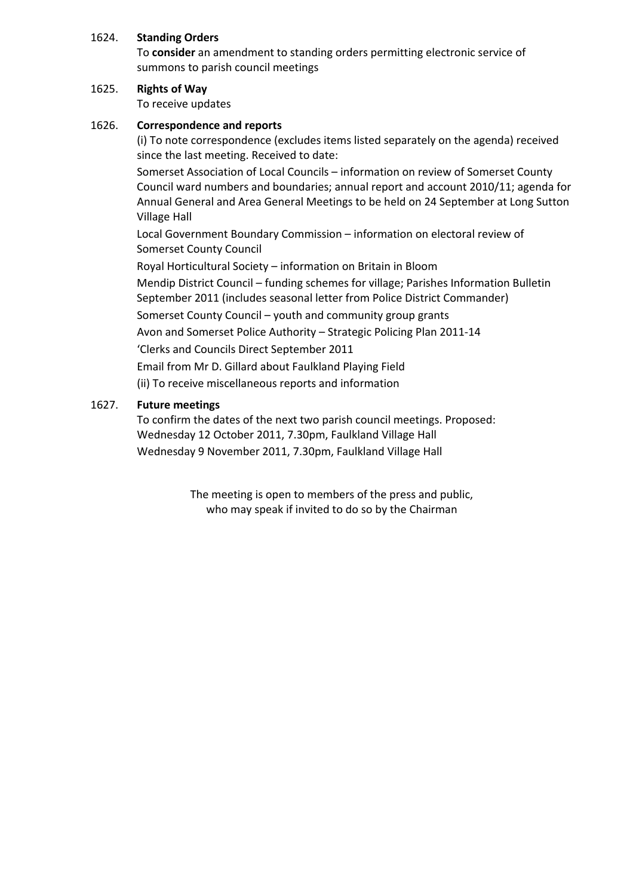1624. **Standing Orders**

To **consider** an amendment to standing orders permitting electronic service of summons to parish council meetings

1625. **Rights of Way**

To receive updates

1626. **Correspondence and reports**

(i) To note correspondence (excludes items listed separately on the agenda) received since the last meeting. Received to date:

Somerset Association of Local Councils – information on review of Somerset County Council ward numbers and boundaries; annual report and account 2010/11; agenda for Annual General and Area General Meetings to be held on 24 September at Long Sutton Village Hall

Local Government Boundary Commission – information on electoral review of Somerset County Council

Royal Horticultural Society – information on Britain in Bloom

Mendip District Council – funding schemes for village; Parishes Information Bulletin September 2011 (includes seasonal letter from Police District Commander)

Somerset County Council – youth and community group grants

Avon and Somerset Police Authority – Strategic Policing Plan 2011-14

'Clerks and Councils Direct September 2011

Email from Mr D. Gillard about Faulkland Playing Field

(ii) To receive miscellaneous reports and information

1627. **Future meetings**

To confirm the dates of the next two parish council meetings. Proposed:

Wednesday 12 October 2011, 7.30pm, Faulkland Village Hall

Wednesday 9 November 2011, 7.30pm, Faulkland Village Hall

The meeting is open to members of the press and public, who may speak if invited to do so by the Chairman